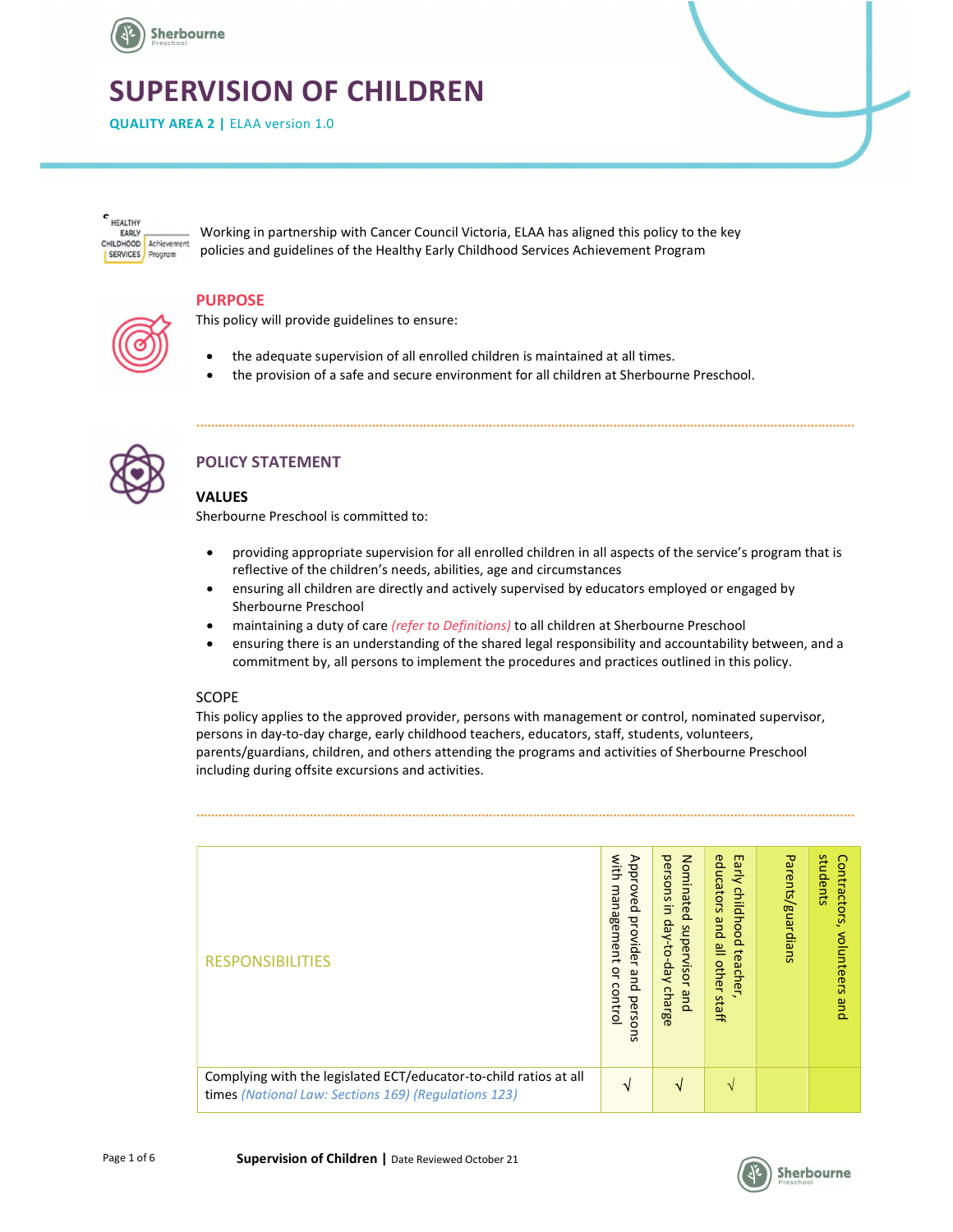# SUPERVISION OF CHILDREN

**QUALITY AREA 2 |** ELAA version 1.0

Working in partnership with Cancer Council Victoria, ELAA has aligned this policy to the key policies and guidelines of the Healthy Early Childhood Services Achievement Program

## PURPOSE

This policy will provide guidelines to ensure:

- the adequate supervision of all enrolled children is maintained at all times.
- the provision of a safe and secure environment for all children at Sherbourne Preschool.

## POLICY STATEMENT

### VALUES

Sherbourne Preschool is committed to:

- providing appropriate supervision for all enrolled children in all aspects of the service's program that is reflective of the children's needs, abilities, age and circumstances
- ensuring all children are directly and actively supervised by educators employed or engaged by Sherbourne Preschool
- maintaining a duty of care *(refer to Definitions)* to all children at Sherbourne Preschool
- ensuring there is an understanding of the shared legal responsibility and accountability between, and a commitment by, all persons to implement the procedures and practices outlined in this policy.

### SCOPE

This policy applies to the approved provider, persons with management or control, nominated supervisor, persons in day-to-day charge, early childhood teachers, educators, staff, students, volunteers, parents/guardians, children, and others attending the programs and activities of Sherbourne Preschool including during offsite excursions and activities.

| RESPONSIBILITIES | Approved provider and persons with management or control | Nominated supervisor and persons in day-to-day charge | Early childhood teacher, educators and all other staff | Parents/guardians | Contractors, volunteers and students |
|---|---|---|---|---|---|
| Complying with the legislated ECT/educator-to-child ratios at all times *(National Law: Sections 169) (Regulations 123)* | √ | √ | √ | | |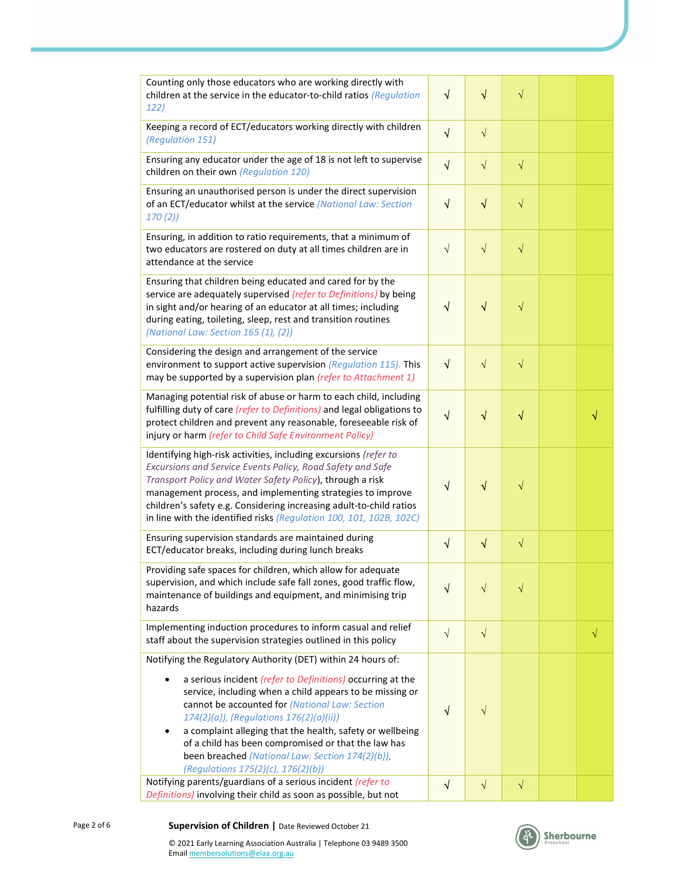| | | | | | |
|---|---|---|---|---|---|
| Counting only those educators who are working directly with children at the service in the educator-to-child ratios *(Regulation 122)* | √ | √ | √ | | |
| Keeping a record of ECT/educators working directly with children *(Regulation 151)* | √ | √ | | | |
| Ensuring any educator under the age of 18 is not left to supervise children on their own *(Regulation 120)* | √ | √ | √ | | |
| Ensuring an unauthorised person is under the direct supervision of an ECT/educator whilst at the service *(National Law: Section 170 (2))* | √ | √ | √ | | |
| Ensuring, in addition to ratio requirements, that a minimum of two educators are rostered on duty at all times children are in attendance at the service | √ | √ | √ | | |
| Ensuring that children being educated and cared for by the service are adequately supervised *(refer to Definitions)* by being in sight and/or hearing of an educator at all times; including during eating, toileting, sleep, rest and transition routines *(National Law: Section 165 (1), (2))* | √ | √ | √ | | |
| Considering the design and arrangement of the service environment to support active supervision *(Regulation 115)*. This may be supported by a supervision plan *(refer to Attachment 1)* | √ | √ | √ | | |
| Managing potential risk of abuse or harm to each child, including fulfilling duty of care *(refer to Definitions)* and legal obligations to protect children and prevent any reasonable, foreseeable risk of injury or harm *(refer to Child Safe Environment Policy)* | √ | √ | √ | | √ |
| Identifying high-risk activities, including excursions *(refer to Excursions and Service Events Policy, Road Safety and Safe Transport Policy and Water Safety Policy)*, through a risk management process, and implementing strategies to improve children's safety e.g. Considering increasing adult-to-child ratios in line with the identified risks *(Regulation 100, 101, 102B, 102C)* | √ | √ | √ | | |
| Ensuring supervision standards are maintained during ECT/educator breaks, including during lunch breaks | √ | √ | √ | | |
| Providing safe spaces for children, which allow for adequate supervision, and which include safe fall zones, good traffic flow, maintenance of buildings and equipment, and minimising trip hazards | √ | √ | √ | | |
| Implementing induction procedures to inform casual and relief staff about the supervision strategies outlined in this policy | √ | √ | | | √ |
| Notifying the Regulatory Authority (DET) within 24 hours of: <br>• a serious incident *(refer to Definitions)* occurring at the service, including when a child appears to be missing or cannot be accounted for *(National Law: Section 174(2)(a)), (Regulations 176(2)(a)(ii))* <br>• a complaint alleging that the health, safety or wellbeing of a child has been compromised or that the law has been breached *(National Law: Section 174(2)(b)), (Regulations 175(2)(c), 176(2)(b))* | √ | √ | | | |
| Notifying parents/guardians of a serious incident *(refer to Definitions)* involving their child as soon as possible, but not | √ | √ | √ | | |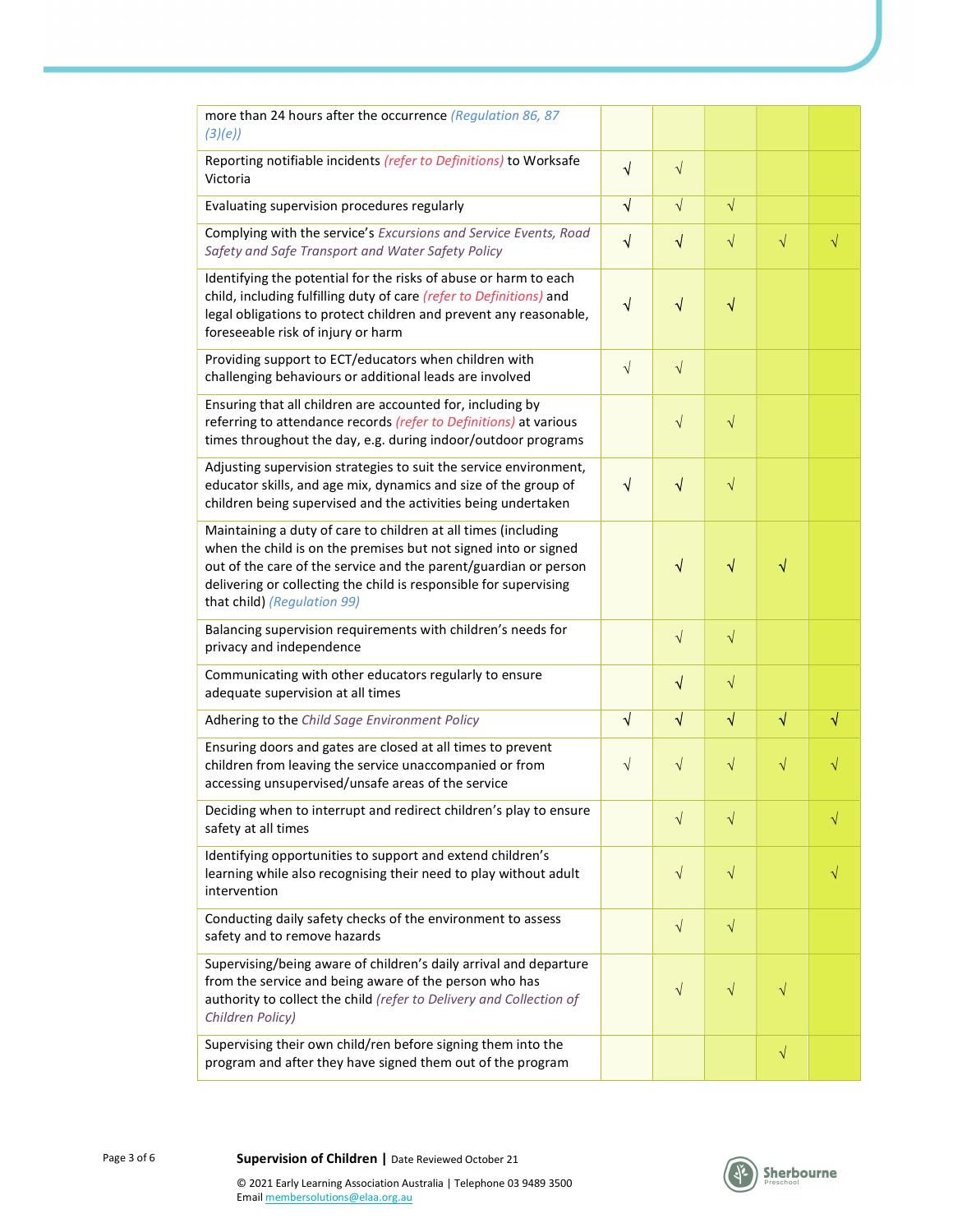| | | | | | |
|---|---|---|---|---|---|
| more than 24 hours after the occurrence *(Regulation 86, 87 (3)(e))* | | | | | |
| Reporting notifiable incidents *(refer to Definitions)* to Worksafe Victoria | √ | √ | | | |
| Evaluating supervision procedures regularly | √ | √ | √ | | |
| Complying with the service's *Excursions and Service Events, Road Safety and Safe Transport and Water Safety Policy* | √ | √ | √ | √ | √ |
| Identifying the potential for the risks of abuse or harm to each child, including fulfilling duty of care *(refer to Definitions)* and legal obligations to protect children and prevent any reasonable, foreseeable risk of injury or harm | √ | √ | √ | | |
| Providing support to ECT/educators when children with challenging behaviours or additional leads are involved | √ | √ | | | |
| Ensuring that all children are accounted for, including by referring to attendance records *(refer to Definitions)* at various times throughout the day, e.g. during indoor/outdoor programs | | √ | √ | | |
| Adjusting supervision strategies to suit the service environment, educator skills, and age mix, dynamics and size of the group of children being supervised and the activities being undertaken | √ | √ | √ | | |
| Maintaining a duty of care to children at all times (including when the child is on the premises but not signed into or signed out of the care of the service and the parent/guardian or person delivering or collecting the child is responsible for supervising that child) *(Regulation 99)* | | √ | √ | √ | |
| Balancing supervision requirements with children's needs for privacy and independence | | √ | √ | | |
| Communicating with other educators regularly to ensure adequate supervision at all times | | √ | √ | | |
| Adhering to the *Child Sage Environment Policy* | √ | √ | √ | √ | √ |
| Ensuring doors and gates are closed at all times to prevent children from leaving the service unaccompanied or from accessing unsupervised/unsafe areas of the service | √ | √ | √ | √ | √ |
| Deciding when to interrupt and redirect children's play to ensure safety at all times | | √ | √ | | √ |
| Identifying opportunities to support and extend children's learning while also recognising their need to play without adult intervention | | √ | √ | | √ |
| Conducting daily safety checks of the environment to assess safety and to remove hazards | | √ | √ | | |
| Supervising/being aware of children's daily arrival and departure from the service and being aware of the person who has authority to collect the child *(refer to Delivery and Collection of Children Policy)* | | √ | √ | √ | |
| Supervising their own child/ren before signing them into the program and after they have signed them out of the program | | | | √ | |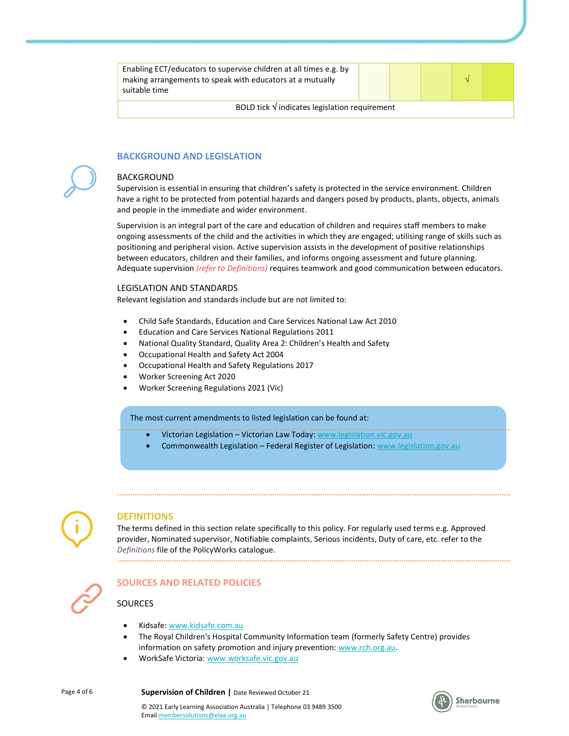| Enabling ECT/educators to supervise children at all times e.g. by making arrangements to speak with educators at a mutually suitable time | | | | √ | |
|---|---|---|---|---|---|
| BOLD tick √ indicates legislation requirement | | | | | |

## BACKGROUND AND LEGISLATION

### BACKGROUND

Supervision is essential in ensuring that children's safety is protected in the service environment. Children have a right to be protected from potential hazards and dangers posed by products, plants, objects, animals and people in the immediate and wider environment.

Supervision is an integral part of the care and education of children and requires staff members to make ongoing assessments of the child and the activities in which they are engaged; utilising range of skills such as positioning and peripheral vision. Active supervision assists in the development of positive relationships between educators, children and their families, and informs ongoing assessment and future planning. Adequate supervision *(refer to Definitions)* requires teamwork and good communication between educators.

### LEGISLATION AND STANDARDS

Relevant legislation and standards include but are not limited to:

- Child Safe Standards, Education and Care Services National Law Act 2010
- Education and Care Services National Regulations 2011
- National Quality Standard, Quality Area 2: Children's Health and Safety
- Occupational Health and Safety Act 2004
- Occupational Health and Safety Regulations 2017
- Worker Screening Act 2020
- Worker Screening Regulations 2021 (Vic)

The most current amendments to listed legislation can be found at:

- Victorian Legislation – Victorian Law Today: www.legislation.vic.gov.au
- Commonwealth Legislation – Federal Register of Legislation: www.legislation.gov.au

## DEFINITIONS

The terms defined in this section relate specifically to this policy. For regularly used terms e.g. Approved provider, Nominated supervisor, Notifiable complaints, Serious incidents, Duty of care, etc. refer to the *Definitions* file of the PolicyWorks catalogue.

## SOURCES AND RELATED POLICIES

### SOURCES

- Kidsafe: www.kidsafe.com.au
- The Royal Children's Hospital Community Information team (formerly Safety Centre) provides information on safety promotion and injury prevention: www.rch.org.au.
- WorkSafe Victoria: www.worksafe.vic.gov.au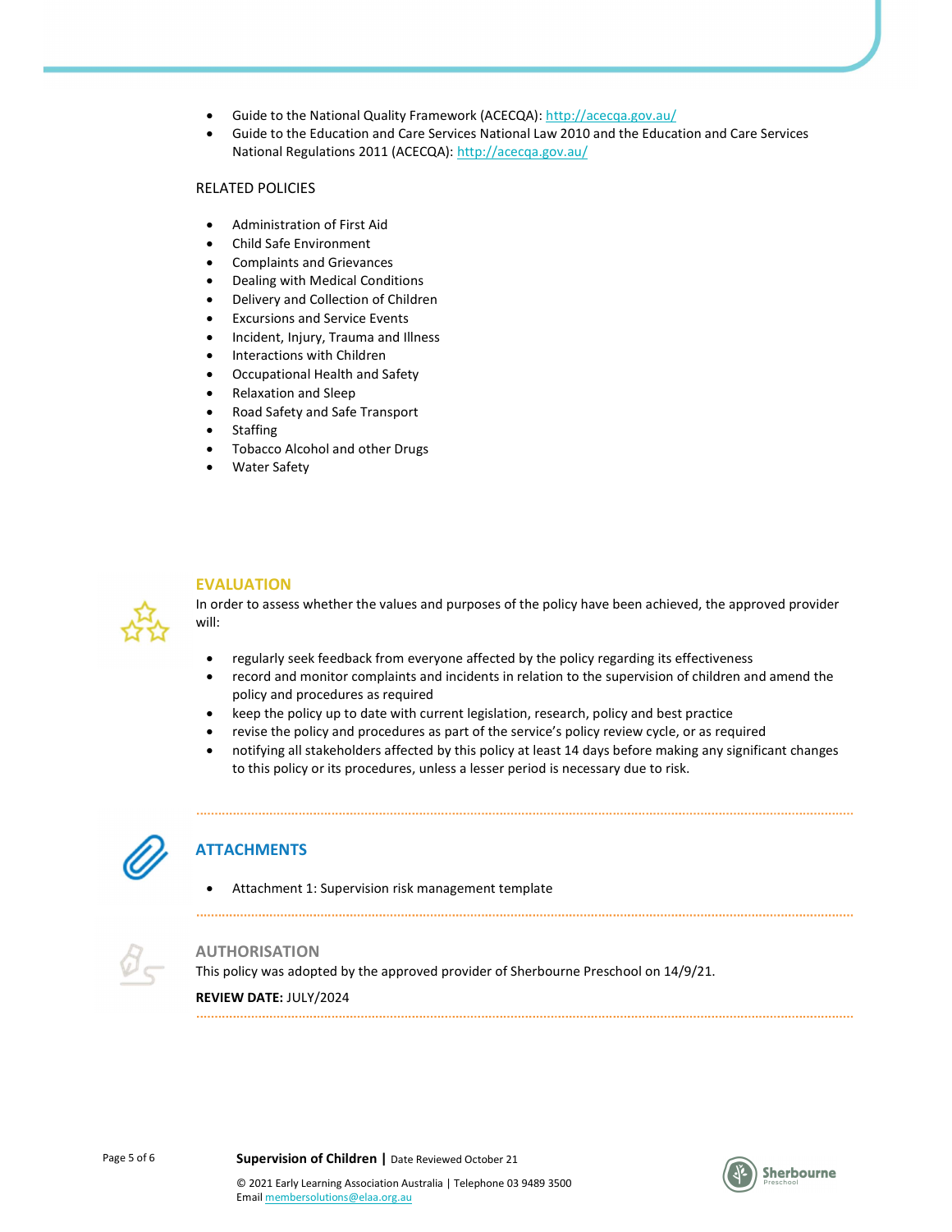- Guide to the National Quality Framework (ACECQA): http://acecqa.gov.au/
- Guide to the Education and Care Services National Law 2010 and the Education and Care Services National Regulations 2011 (ACECQA): http://acecqa.gov.au/

RELATED POLICIES

- Administration of First Aid
- Child Safe Environment
- Complaints and Grievances
- Dealing with Medical Conditions
- Delivery and Collection of Children
- Excursions and Service Events
- Incident, Injury, Trauma and Illness
- Interactions with Children
- Occupational Health and Safety
- Relaxation and Sleep
- Road Safety and Safe Transport
- Staffing
- Tobacco Alcohol and other Drugs
- Water Safety

## EVALUATION

In order to assess whether the values and purposes of the policy have been achieved, the approved provider will:

- regularly seek feedback from everyone affected by the policy regarding its effectiveness
- record and monitor complaints and incidents in relation to the supervision of children and amend the policy and procedures as required
- keep the policy up to date with current legislation, research, policy and best practice
- revise the policy and procedures as part of the service's policy review cycle, or as required
- notifying all stakeholders affected by this policy at least 14 days before making any significant changes to this policy or its procedures, unless a lesser period is necessary due to risk.

## ATTACHMENTS

- Attachment 1: Supervision risk management template

## AUTHORISATION

This policy was adopted by the approved provider of Sherbourne Preschool on 14/9/21.

**REVIEW DATE:** JULY/2024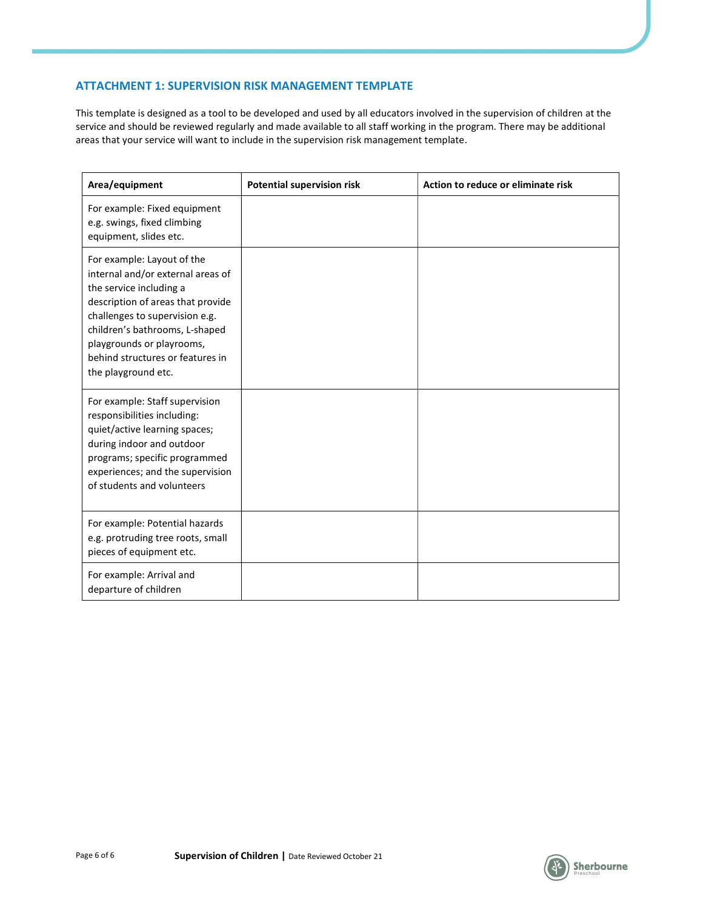## ATTACHMENT 1: SUPERVISION RISK MANAGEMENT TEMPLATE

This template is designed as a tool to be developed and used by all educators involved in the supervision of children at the service and should be reviewed regularly and made available to all staff working in the program. There may be additional areas that your service will want to include in the supervision risk management template.

| Area/equipment | Potential supervision risk | Action to reduce or eliminate risk |
|---|---|---|
| For example: Fixed equipment e.g. swings, fixed climbing equipment, slides etc. | | |
| For example: Layout of the internal and/or external areas of the service including a description of areas that provide challenges to supervision e.g. children's bathrooms, L-shaped playgrounds or playrooms, behind structures or features in the playground etc. | | |
| For example: Staff supervision responsibilities including: quiet/active learning spaces; during indoor and outdoor programs; specific programmed experiences; and the supervision of students and volunteers | | |
| For example: Potential hazards e.g. protruding tree roots, small pieces of equipment etc. | | |
| For example: Arrival and departure of children | | |